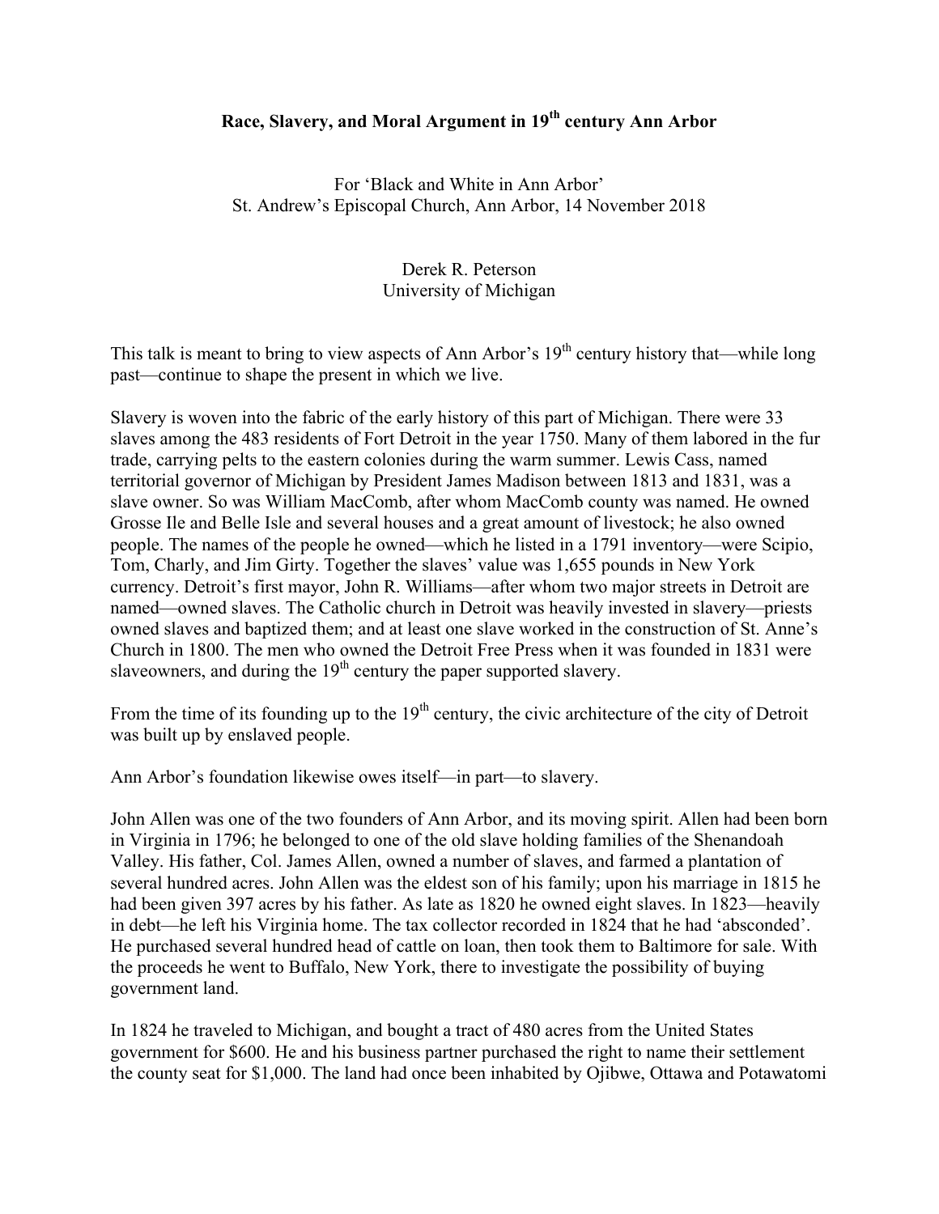# Race, Slavery, and Moral Argument in 19th century Ann Arbor

For 'Black and White in Ann Arbor'
St. Andrew's Episcopal Church, Ann Arbor, 14 November 2018

Derek R. Peterson
University of Michigan

This talk is meant to bring to view aspects of Ann Arbor's 19th century history that—while long past—continue to shape the present in which we live.

Slavery is woven into the fabric of the early history of this part of Michigan. There were 33 slaves among the 483 residents of Fort Detroit in the year 1750. Many of them labored in the fur trade, carrying pelts to the eastern colonies during the warm summer. Lewis Cass, named territorial governor of Michigan by President James Madison between 1813 and 1831, was a slave owner. So was William MacComb, after whom MacComb county was named. He owned Grosse Ile and Belle Isle and several houses and a great amount of livestock; he also owned people. The names of the people he owned—which he listed in a 1791 inventory—were Scipio, Tom, Charly, and Jim Girty. Together the slaves' value was 1,655 pounds in New York currency. Detroit's first mayor, John R. Williams—after whom two major streets in Detroit are named—owned slaves. The Catholic church in Detroit was heavily invested in slavery—priests owned slaves and baptized them; and at least one slave worked in the construction of St. Anne's Church in 1800. The men who owned the Detroit Free Press when it was founded in 1831 were slaveowners, and during the 19th century the paper supported slavery.

From the time of its founding up to the 19th century, the civic architecture of the city of Detroit was built up by enslaved people.

Ann Arbor's foundation likewise owes itself—in part—to slavery.

John Allen was one of the two founders of Ann Arbor, and its moving spirit. Allen had been born in Virginia in 1796; he belonged to one of the old slave holding families of the Shenandoah Valley. His father, Col. James Allen, owned a number of slaves, and farmed a plantation of several hundred acres. John Allen was the eldest son of his family; upon his marriage in 1815 he had been given 397 acres by his father. As late as 1820 he owned eight slaves. In 1823—heavily in debt—he left his Virginia home. The tax collector recorded in 1824 that he had 'absconded'. He purchased several hundred head of cattle on loan, then took them to Baltimore for sale. With the proceeds he went to Buffalo, New York, there to investigate the possibility of buying government land.

In 1824 he traveled to Michigan, and bought a tract of 480 acres from the United States government for $600. He and his business partner purchased the right to name their settlement the county seat for $1,000. The land had once been inhabited by Ojibwe, Ottawa and Potawatomi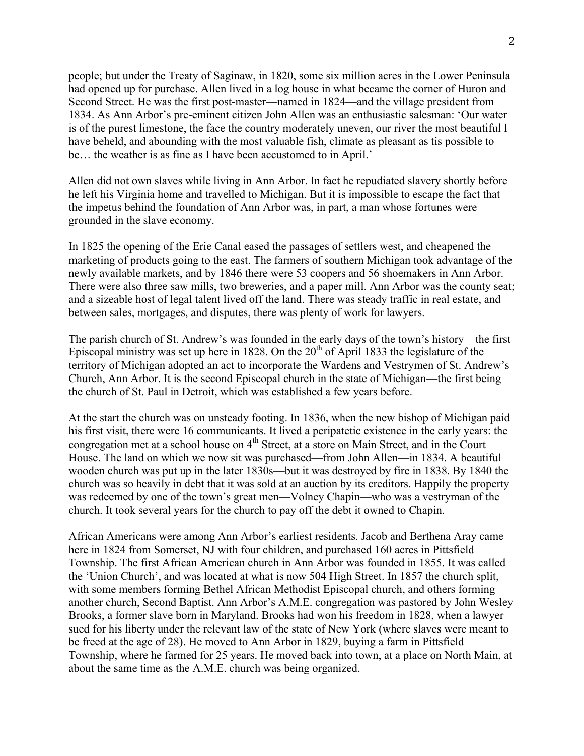people; but under the Treaty of Saginaw, in 1820, some six million acres in the Lower Peninsula had opened up for purchase. Allen lived in a log house in what became the corner of Huron and Second Street. He was the first post-master—named in 1824—and the village president from 1834. As Ann Arbor's pre-eminent citizen John Allen was an enthusiastic salesman: 'Our water is of the purest limestone, the face the country moderately uneven, our river the most beautiful I have beheld, and abounding with the most valuable fish, climate as pleasant as tis possible to be… the weather is as fine as I have been accustomed to in April.'

Allen did not own slaves while living in Ann Arbor. In fact he repudiated slavery shortly before he left his Virginia home and travelled to Michigan. But it is impossible to escape the fact that the impetus behind the foundation of Ann Arbor was, in part, a man whose fortunes were grounded in the slave economy.

In 1825 the opening of the Erie Canal eased the passages of settlers west, and cheapened the marketing of products going to the east. The farmers of southern Michigan took advantage of the newly available markets, and by 1846 there were 53 coopers and 56 shoemakers in Ann Arbor. There were also three saw mills, two breweries, and a paper mill. Ann Arbor was the county seat; and a sizeable host of legal talent lived off the land. There was steady traffic in real estate, and between sales, mortgages, and disputes, there was plenty of work for lawyers.

The parish church of St. Andrew's was founded in the early days of the town's history—the first Episcopal ministry was set up here in 1828. On the 20th of April 1833 the legislature of the territory of Michigan adopted an act to incorporate the Wardens and Vestrymen of St. Andrew's Church, Ann Arbor. It is the second Episcopal church in the state of Michigan—the first being the church of St. Paul in Detroit, which was established a few years before.

At the start the church was on unsteady footing. In 1836, when the new bishop of Michigan paid his first visit, there were 16 communicants. It lived a peripatetic existence in the early years: the congregation met at a school house on 4th Street, at a store on Main Street, and in the Court House. The land on which we now sit was purchased—from John Allen—in 1834. A beautiful wooden church was put up in the later 1830s—but it was destroyed by fire in 1838. By 1840 the church was so heavily in debt that it was sold at an auction by its creditors. Happily the property was redeemed by one of the town's great men—Volney Chapin—who was a vestryman of the church. It took several years for the church to pay off the debt it owned to Chapin.

African Americans were among Ann Arbor's earliest residents. Jacob and Berthena Aray came here in 1824 from Somerset, NJ with four children, and purchased 160 acres in Pittsfield Township. The first African American church in Ann Arbor was founded in 1855. It was called the 'Union Church', and was located at what is now 504 High Street. In 1857 the church split, with some members forming Bethel African Methodist Episcopal church, and others forming another church, Second Baptist. Ann Arbor's A.M.E. congregation was pastored by John Wesley Brooks, a former slave born in Maryland. Brooks had won his freedom in 1828, when a lawyer sued for his liberty under the relevant law of the state of New York (where slaves were meant to be freed at the age of 28). He moved to Ann Arbor in 1829, buying a farm in Pittsfield Township, where he farmed for 25 years. He moved back into town, at a place on North Main, at about the same time as the A.M.E. church was being organized.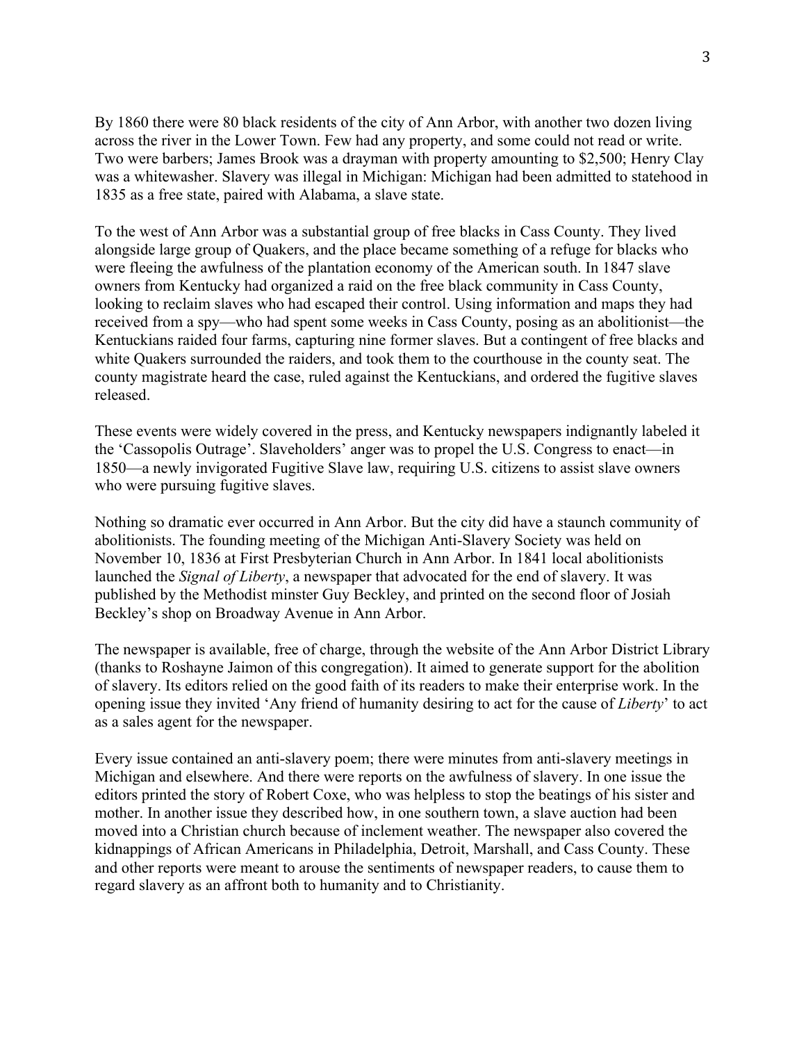By 1860 there were 80 black residents of the city of Ann Arbor, with another two dozen living across the river in the Lower Town. Few had any property, and some could not read or write. Two were barbers; James Brook was a drayman with property amounting to $2,500; Henry Clay was a whitewasher. Slavery was illegal in Michigan: Michigan had been admitted to statehood in 1835 as a free state, paired with Alabama, a slave state.

To the west of Ann Arbor was a substantial group of free blacks in Cass County. They lived alongside large group of Quakers, and the place became something of a refuge for blacks who were fleeing the awfulness of the plantation economy of the American south. In 1847 slave owners from Kentucky had organized a raid on the free black community in Cass County, looking to reclaim slaves who had escaped their control. Using information and maps they had received from a spy—who had spent some weeks in Cass County, posing as an abolitionist—the Kentuckians raided four farms, capturing nine former slaves. But a contingent of free blacks and white Quakers surrounded the raiders, and took them to the courthouse in the county seat. The county magistrate heard the case, ruled against the Kentuckians, and ordered the fugitive slaves released.

These events were widely covered in the press, and Kentucky newspapers indignantly labeled it the 'Cassopolis Outrage'. Slaveholders' anger was to propel the U.S. Congress to enact—in 1850—a newly invigorated Fugitive Slave law, requiring U.S. citizens to assist slave owners who were pursuing fugitive slaves.

Nothing so dramatic ever occurred in Ann Arbor. But the city did have a staunch community of abolitionists. The founding meeting of the Michigan Anti-Slavery Society was held on November 10, 1836 at First Presbyterian Church in Ann Arbor. In 1841 local abolitionists launched the *Signal of Liberty*, a newspaper that advocated for the end of slavery. It was published by the Methodist minster Guy Beckley, and printed on the second floor of Josiah Beckley's shop on Broadway Avenue in Ann Arbor.

The newspaper is available, free of charge, through the website of the Ann Arbor District Library (thanks to Roshayne Jaimon of this congregation). It aimed to generate support for the abolition of slavery. Its editors relied on the good faith of its readers to make their enterprise work. In the opening issue they invited 'Any friend of humanity desiring to act for the cause of *Liberty*' to act as a sales agent for the newspaper.

Every issue contained an anti-slavery poem; there were minutes from anti-slavery meetings in Michigan and elsewhere. And there were reports on the awfulness of slavery. In one issue the editors printed the story of Robert Coxe, who was helpless to stop the beatings of his sister and mother. In another issue they described how, in one southern town, a slave auction had been moved into a Christian church because of inclement weather. The newspaper also covered the kidnappings of African Americans in Philadelphia, Detroit, Marshall, and Cass County. These and other reports were meant to arouse the sentiments of newspaper readers, to cause them to regard slavery as an affront both to humanity and to Christianity.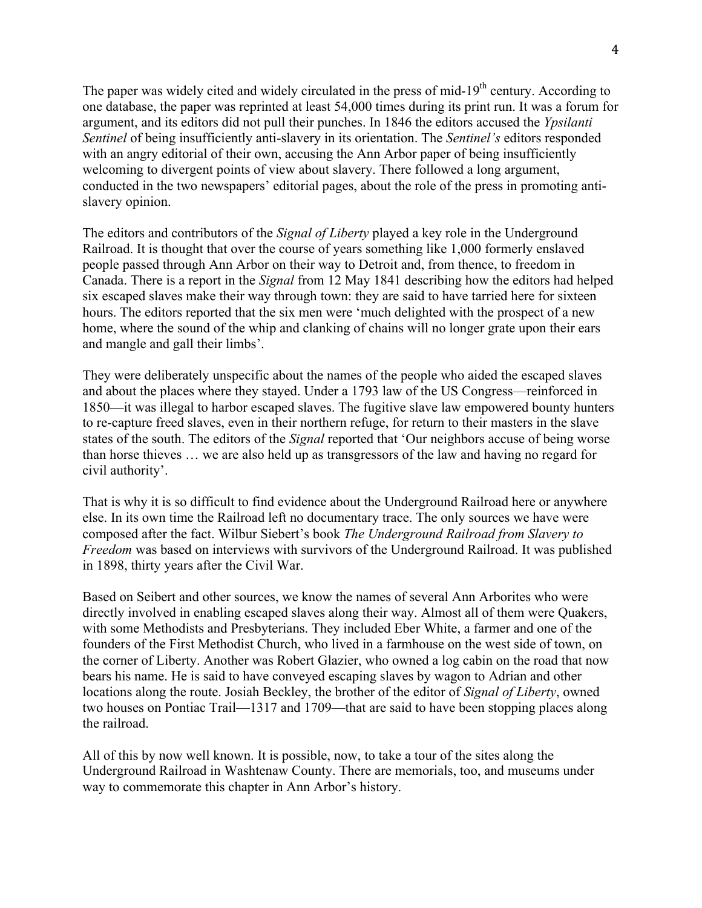The paper was widely cited and widely circulated in the press of mid-19th century. According to one database, the paper was reprinted at least 54,000 times during its print run. It was a forum for argument, and its editors did not pull their punches. In 1846 the editors accused the *Ypsilanti Sentinel* of being insufficiently anti-slavery in its orientation. The *Sentinel's* editors responded with an angry editorial of their own, accusing the Ann Arbor paper of being insufficiently welcoming to divergent points of view about slavery. There followed a long argument, conducted in the two newspapers' editorial pages, about the role of the press in promoting anti-slavery opinion.

The editors and contributors of the *Signal of Liberty* played a key role in the Underground Railroad. It is thought that over the course of years something like 1,000 formerly enslaved people passed through Ann Arbor on their way to Detroit and, from thence, to freedom in Canada. There is a report in the *Signal* from 12 May 1841 describing how the editors had helped six escaped slaves make their way through town: they are said to have tarried here for sixteen hours. The editors reported that the six men were 'much delighted with the prospect of a new home, where the sound of the whip and clanking of chains will no longer grate upon their ears and mangle and gall their limbs'.

They were deliberately unspecific about the names of the people who aided the escaped slaves and about the places where they stayed. Under a 1793 law of the US Congress—reinforced in 1850—it was illegal to harbor escaped slaves. The fugitive slave law empowered bounty hunters to re-capture freed slaves, even in their northern refuge, for return to their masters in the slave states of the south. The editors of the *Signal* reported that 'Our neighbors accuse of being worse than horse thieves … we are also held up as transgressors of the law and having no regard for civil authority'.

That is why it is so difficult to find evidence about the Underground Railroad here or anywhere else. In its own time the Railroad left no documentary trace. The only sources we have were composed after the fact. Wilbur Siebert's book *The Underground Railroad from Slavery to Freedom* was based on interviews with survivors of the Underground Railroad. It was published in 1898, thirty years after the Civil War.

Based on Seibert and other sources, we know the names of several Ann Arborites who were directly involved in enabling escaped slaves along their way. Almost all of them were Quakers, with some Methodists and Presbyterians. They included Eber White, a farmer and one of the founders of the First Methodist Church, who lived in a farmhouse on the west side of town, on the corner of Liberty. Another was Robert Glazier, who owned a log cabin on the road that now bears his name. He is said to have conveyed escaping slaves by wagon to Adrian and other locations along the route. Josiah Beckley, the brother of the editor of *Signal of Liberty*, owned two houses on Pontiac Trail—1317 and 1709—that are said to have been stopping places along the railroad.

All of this by now well known. It is possible, now, to take a tour of the sites along the Underground Railroad in Washtenaw County. There are memorials, too, and museums under way to commemorate this chapter in Ann Arbor's history.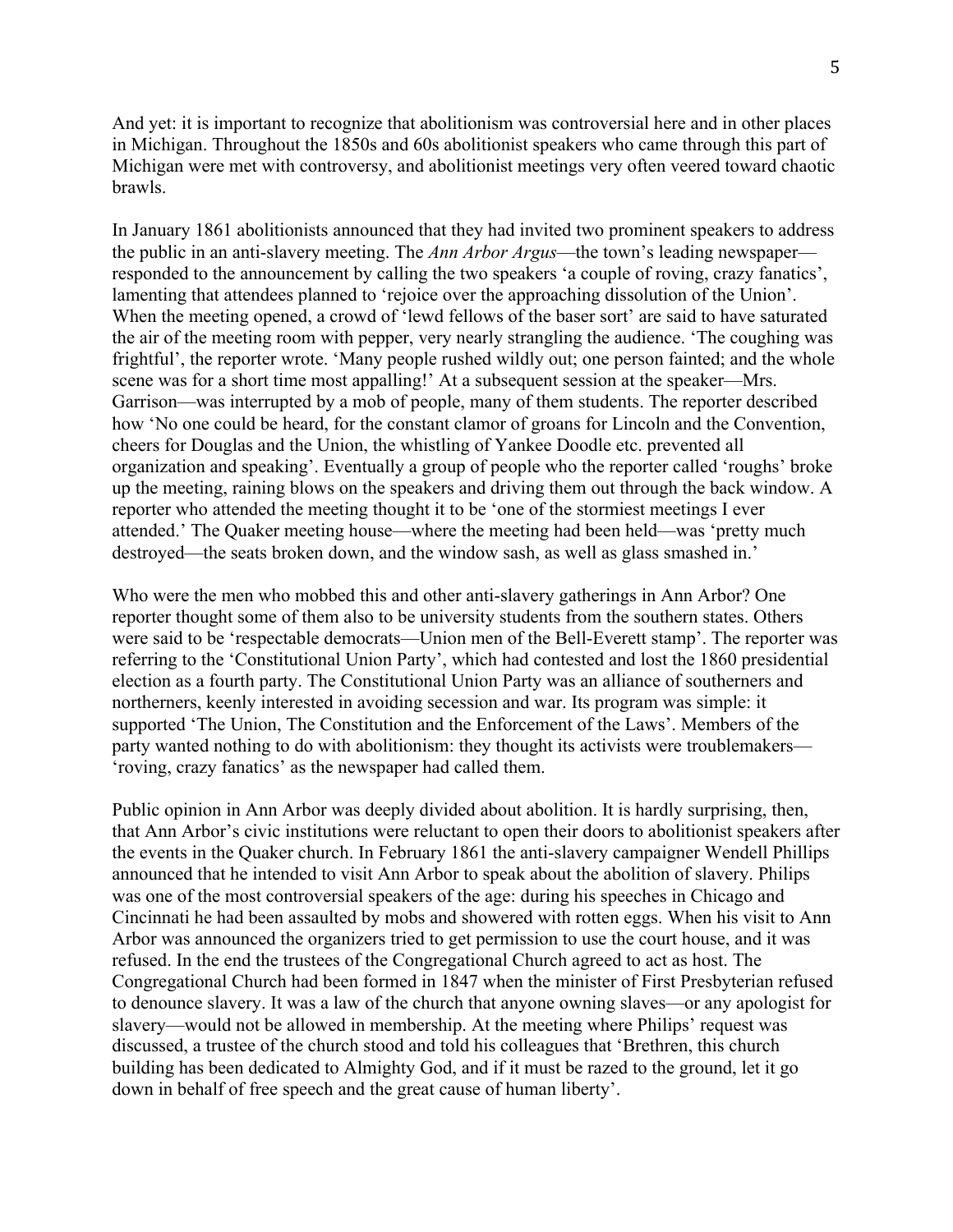And yet: it is important to recognize that abolitionism was controversial here and in other places in Michigan. Throughout the 1850s and 60s abolitionist speakers who came through this part of Michigan were met with controversy, and abolitionist meetings very often veered toward chaotic brawls.

In January 1861 abolitionists announced that they had invited two prominent speakers to address the public in an anti-slavery meeting. The *Ann Arbor Argus*—the town's leading newspaper—responded to the announcement by calling the two speakers 'a couple of roving, crazy fanatics', lamenting that attendees planned to 'rejoice over the approaching dissolution of the Union'. When the meeting opened, a crowd of 'lewd fellows of the baser sort' are said to have saturated the air of the meeting room with pepper, very nearly strangling the audience. 'The coughing was frightful', the reporter wrote. 'Many people rushed wildly out; one person fainted; and the whole scene was for a short time most appalling!' At a subsequent session at the speaker—Mrs. Garrison—was interrupted by a mob of people, many of them students. The reporter described how 'No one could be heard, for the constant clamor of groans for Lincoln and the Convention, cheers for Douglas and the Union, the whistling of Yankee Doodle etc. prevented all organization and speaking'. Eventually a group of people who the reporter called 'roughs' broke up the meeting, raining blows on the speakers and driving them out through the back window. A reporter who attended the meeting thought it to be 'one of the stormiest meetings I ever attended.' The Quaker meeting house—where the meeting had been held—was 'pretty much destroyed—the seats broken down, and the window sash, as well as glass smashed in.'

Who were the men who mobbed this and other anti-slavery gatherings in Ann Arbor? One reporter thought some of them also to be university students from the southern states. Others were said to be 'respectable democrats—Union men of the Bell-Everett stamp'. The reporter was referring to the 'Constitutional Union Party', which had contested and lost the 1860 presidential election as a fourth party. The Constitutional Union Party was an alliance of southerners and northerners, keenly interested in avoiding secession and war. Its program was simple: it supported 'The Union, The Constitution and the Enforcement of the Laws'. Members of the party wanted nothing to do with abolitionism: they thought its activists were troublemakers—'roving, crazy fanatics' as the newspaper had called them.

Public opinion in Ann Arbor was deeply divided about abolition. It is hardly surprising, then, that Ann Arbor's civic institutions were reluctant to open their doors to abolitionist speakers after the events in the Quaker church. In February 1861 the anti-slavery campaigner Wendell Phillips announced that he intended to visit Ann Arbor to speak about the abolition of slavery. Philips was one of the most controversial speakers of the age: during his speeches in Chicago and Cincinnati he had been assaulted by mobs and showered with rotten eggs. When his visit to Ann Arbor was announced the organizers tried to get permission to use the court house, and it was refused. In the end the trustees of the Congregational Church agreed to act as host. The Congregational Church had been formed in 1847 when the minister of First Presbyterian refused to denounce slavery. It was a law of the church that anyone owning slaves—or any apologist for slavery—would not be allowed in membership. At the meeting where Philips' request was discussed, a trustee of the church stood and told his colleagues that 'Brethren, this church building has been dedicated to Almighty God, and if it must be razed to the ground, let it go down in behalf of free speech and the great cause of human liberty'.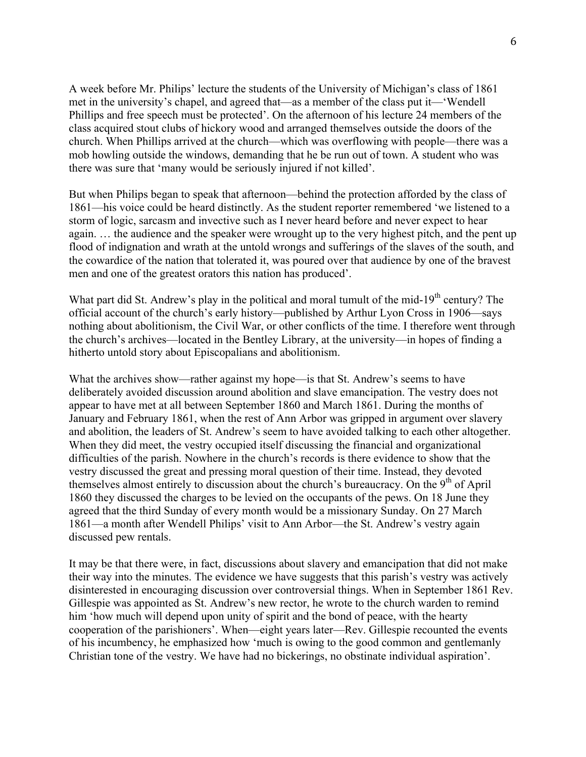A week before Mr. Philips' lecture the students of the University of Michigan's class of 1861 met in the university's chapel, and agreed that—as a member of the class put it—'Wendell Phillips and free speech must be protected'. On the afternoon of his lecture 24 members of the class acquired stout clubs of hickory wood and arranged themselves outside the doors of the church. When Phillips arrived at the church—which was overflowing with people—there was a mob howling outside the windows, demanding that he be run out of town. A student who was there was sure that 'many would be seriously injured if not killed'.

But when Philips began to speak that afternoon—behind the protection afforded by the class of 1861—his voice could be heard distinctly. As the student reporter remembered 'we listened to a storm of logic, sarcasm and invective such as I never heard before and never expect to hear again. … the audience and the speaker were wrought up to the very highest pitch, and the pent up flood of indignation and wrath at the untold wrongs and sufferings of the slaves of the south, and the cowardice of the nation that tolerated it, was poured over that audience by one of the bravest men and one of the greatest orators this nation has produced'.

What part did St. Andrew's play in the political and moral tumult of the mid-19th century? The official account of the church's early history—published by Arthur Lyon Cross in 1906—says nothing about abolitionism, the Civil War, or other conflicts of the time. I therefore went through the church's archives—located in the Bentley Library, at the university—in hopes of finding a hitherto untold story about Episcopalians and abolitionism.

What the archives show—rather against my hope—is that St. Andrew's seems to have deliberately avoided discussion around abolition and slave emancipation. The vestry does not appear to have met at all between September 1860 and March 1861. During the months of January and February 1861, when the rest of Ann Arbor was gripped in argument over slavery and abolition, the leaders of St. Andrew's seem to have avoided talking to each other altogether. When they did meet, the vestry occupied itself discussing the financial and organizational difficulties of the parish. Nowhere in the church's records is there evidence to show that the vestry discussed the great and pressing moral question of their time. Instead, they devoted themselves almost entirely to discussion about the church's bureaucracy. On the 9th of April 1860 they discussed the charges to be levied on the occupants of the pews. On 18 June they agreed that the third Sunday of every month would be a missionary Sunday. On 27 March 1861—a month after Wendell Philips' visit to Ann Arbor—the St. Andrew's vestry again discussed pew rentals.

It may be that there were, in fact, discussions about slavery and emancipation that did not make their way into the minutes. The evidence we have suggests that this parish's vestry was actively disinterested in encouraging discussion over controversial things. When in September 1861 Rev. Gillespie was appointed as St. Andrew's new rector, he wrote to the church warden to remind him 'how much will depend upon unity of spirit and the bond of peace, with the hearty cooperation of the parishioners'. When—eight years later—Rev. Gillespie recounted the events of his incumbency, he emphasized how 'much is owing to the good common and gentlemanly Christian tone of the vestry. We have had no bickerings, no obstinate individual aspiration'.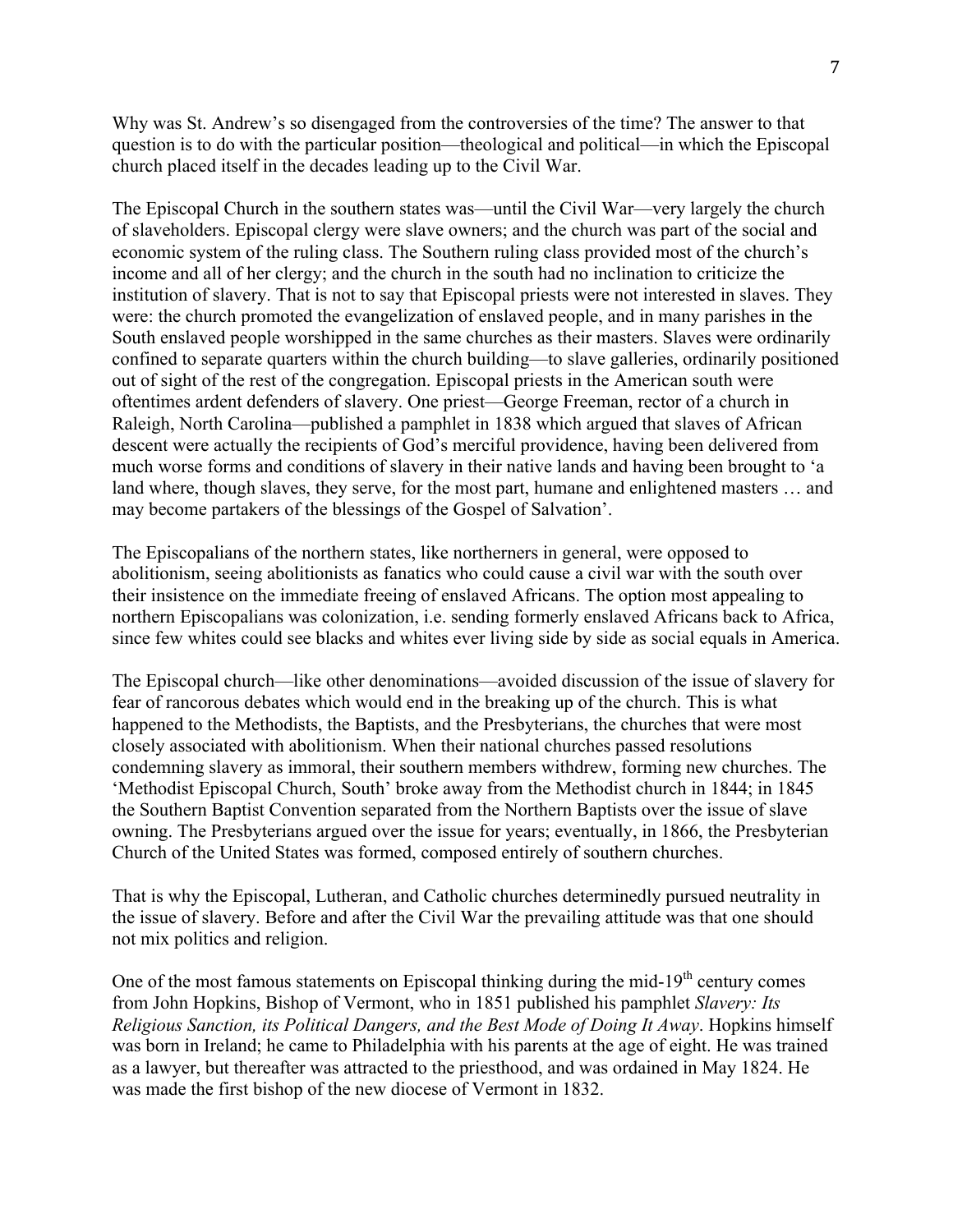Why was St. Andrew's so disengaged from the controversies of the time? The answer to that question is to do with the particular position—theological and political—in which the Episcopal church placed itself in the decades leading up to the Civil War.

The Episcopal Church in the southern states was—until the Civil War—very largely the church of slaveholders. Episcopal clergy were slave owners; and the church was part of the social and economic system of the ruling class. The Southern ruling class provided most of the church's income and all of her clergy; and the church in the south had no inclination to criticize the institution of slavery. That is not to say that Episcopal priests were not interested in slaves. They were: the church promoted the evangelization of enslaved people, and in many parishes in the South enslaved people worshipped in the same churches as their masters. Slaves were ordinarily confined to separate quarters within the church building—to slave galleries, ordinarily positioned out of sight of the rest of the congregation. Episcopal priests in the American south were oftentimes ardent defenders of slavery. One priest—George Freeman, rector of a church in Raleigh, North Carolina—published a pamphlet in 1838 which argued that slaves of African descent were actually the recipients of God's merciful providence, having been delivered from much worse forms and conditions of slavery in their native lands and having been brought to 'a land where, though slaves, they serve, for the most part, humane and enlightened masters … and may become partakers of the blessings of the Gospel of Salvation'.

The Episcopalians of the northern states, like northerners in general, were opposed to abolitionism, seeing abolitionists as fanatics who could cause a civil war with the south over their insistence on the immediate freeing of enslaved Africans. The option most appealing to northern Episcopalians was colonization, i.e. sending formerly enslaved Africans back to Africa, since few whites could see blacks and whites ever living side by side as social equals in America.

The Episcopal church—like other denominations—avoided discussion of the issue of slavery for fear of rancorous debates which would end in the breaking up of the church. This is what happened to the Methodists, the Baptists, and the Presbyterians, the churches that were most closely associated with abolitionism. When their national churches passed resolutions condemning slavery as immoral, their southern members withdrew, forming new churches. The 'Methodist Episcopal Church, South' broke away from the Methodist church in 1844; in 1845 the Southern Baptist Convention separated from the Northern Baptists over the issue of slave owning. The Presbyterians argued over the issue for years; eventually, in 1866, the Presbyterian Church of the United States was formed, composed entirely of southern churches.

That is why the Episcopal, Lutheran, and Catholic churches determinedly pursued neutrality in the issue of slavery. Before and after the Civil War the prevailing attitude was that one should not mix politics and religion.

One of the most famous statements on Episcopal thinking during the mid-19th century comes from John Hopkins, Bishop of Vermont, who in 1851 published his pamphlet *Slavery: Its Religious Sanction, its Political Dangers, and the Best Mode of Doing It Away*. Hopkins himself was born in Ireland; he came to Philadelphia with his parents at the age of eight. He was trained as a lawyer, but thereafter was attracted to the priesthood, and was ordained in May 1824. He was made the first bishop of the new diocese of Vermont in 1832.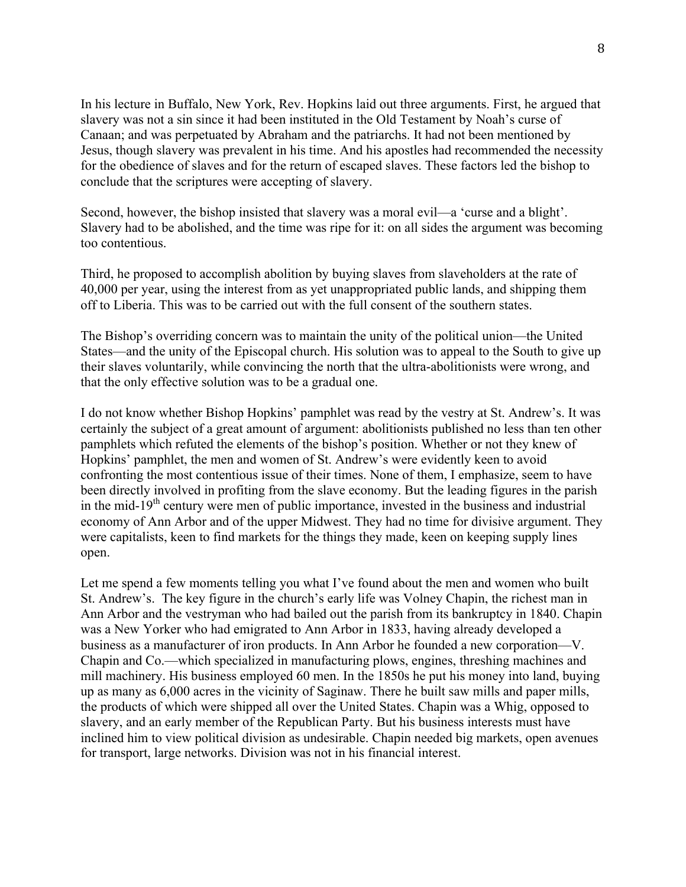In his lecture in Buffalo, New York, Rev. Hopkins laid out three arguments. First, he argued that slavery was not a sin since it had been instituted in the Old Testament by Noah's curse of Canaan; and was perpetuated by Abraham and the patriarchs. It had not been mentioned by Jesus, though slavery was prevalent in his time. And his apostles had recommended the necessity for the obedience of slaves and for the return of escaped slaves. These factors led the bishop to conclude that the scriptures were accepting of slavery.

Second, however, the bishop insisted that slavery was a moral evil—a 'curse and a blight'. Slavery had to be abolished, and the time was ripe for it: on all sides the argument was becoming too contentious.

Third, he proposed to accomplish abolition by buying slaves from slaveholders at the rate of 40,000 per year, using the interest from as yet unappropriated public lands, and shipping them off to Liberia. This was to be carried out with the full consent of the southern states.

The Bishop's overriding concern was to maintain the unity of the political union—the United States—and the unity of the Episcopal church. His solution was to appeal to the South to give up their slaves voluntarily, while convincing the north that the ultra-abolitionists were wrong, and that the only effective solution was to be a gradual one.

I do not know whether Bishop Hopkins' pamphlet was read by the vestry at St. Andrew's. It was certainly the subject of a great amount of argument: abolitionists published no less than ten other pamphlets which refuted the elements of the bishop's position. Whether or not they knew of Hopkins' pamphlet, the men and women of St. Andrew's were evidently keen to avoid confronting the most contentious issue of their times. None of them, I emphasize, seem to have been directly involved in profiting from the slave economy. But the leading figures in the parish in the mid-19th century were men of public importance, invested in the business and industrial economy of Ann Arbor and of the upper Midwest. They had no time for divisive argument. They were capitalists, keen to find markets for the things they made, keen on keeping supply lines open.

Let me spend a few moments telling you what I've found about the men and women who built St. Andrew's. The key figure in the church's early life was Volney Chapin, the richest man in Ann Arbor and the vestryman who had bailed out the parish from its bankruptcy in 1840. Chapin was a New Yorker who had emigrated to Ann Arbor in 1833, having already developed a business as a manufacturer of iron products. In Ann Arbor he founded a new corporation—V. Chapin and Co.—which specialized in manufacturing plows, engines, threshing machines and mill machinery. His business employed 60 men. In the 1850s he put his money into land, buying up as many as 6,000 acres in the vicinity of Saginaw. There he built saw mills and paper mills, the products of which were shipped all over the United States. Chapin was a Whig, opposed to slavery, and an early member of the Republican Party. But his business interests must have inclined him to view political division as undesirable. Chapin needed big markets, open avenues for transport, large networks. Division was not in his financial interest.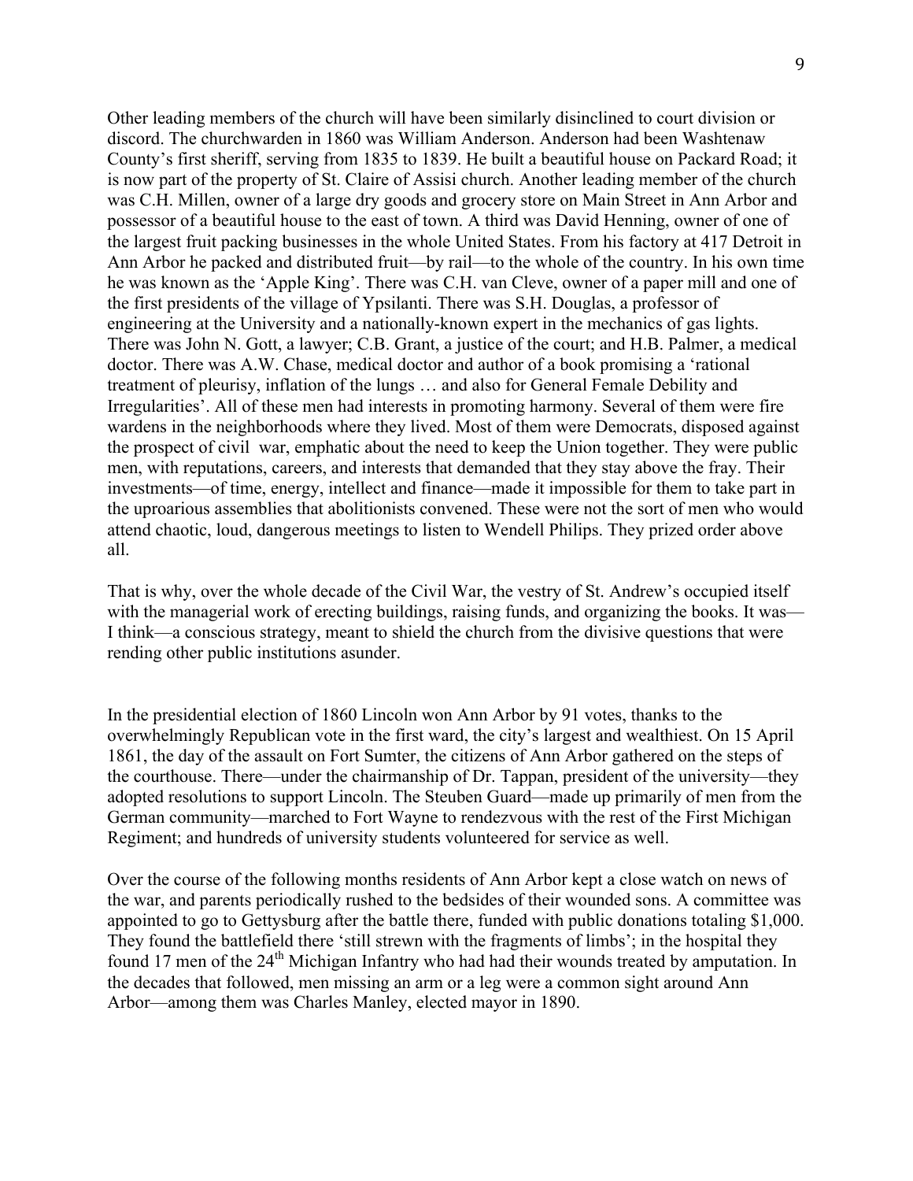Other leading members of the church will have been similarly disinclined to court division or discord. The churchwarden in 1860 was William Anderson. Anderson had been Washtenaw County's first sheriff, serving from 1835 to 1839. He built a beautiful house on Packard Road; it is now part of the property of St. Claire of Assisi church. Another leading member of the church was C.H. Millen, owner of a large dry goods and grocery store on Main Street in Ann Arbor and possessor of a beautiful house to the east of town. A third was David Henning, owner of one of the largest fruit packing businesses in the whole United States. From his factory at 417 Detroit in Ann Arbor he packed and distributed fruit—by rail—to the whole of the country. In his own time he was known as the 'Apple King'. There was C.H. van Cleve, owner of a paper mill and one of the first presidents of the village of Ypsilanti. There was S.H. Douglas, a professor of engineering at the University and a nationally-known expert in the mechanics of gas lights. There was John N. Gott, a lawyer; C.B. Grant, a justice of the court; and H.B. Palmer, a medical doctor. There was A.W. Chase, medical doctor and author of a book promising a 'rational treatment of pleurisy, inflation of the lungs … and also for General Female Debility and Irregularities'. All of these men had interests in promoting harmony. Several of them were fire wardens in the neighborhoods where they lived. Most of them were Democrats, disposed against the prospect of civil war, emphatic about the need to keep the Union together. They were public men, with reputations, careers, and interests that demanded that they stay above the fray. Their investments—of time, energy, intellect and finance—made it impossible for them to take part in the uproarious assemblies that abolitionists convened. These were not the sort of men who would attend chaotic, loud, dangerous meetings to listen to Wendell Philips. They prized order above all.

That is why, over the whole decade of the Civil War, the vestry of St. Andrew's occupied itself with the managerial work of erecting buildings, raising funds, and organizing the books. It was—I think—a conscious strategy, meant to shield the church from the divisive questions that were rending other public institutions asunder.

In the presidential election of 1860 Lincoln won Ann Arbor by 91 votes, thanks to the overwhelmingly Republican vote in the first ward, the city's largest and wealthiest. On 15 April 1861, the day of the assault on Fort Sumter, the citizens of Ann Arbor gathered on the steps of the courthouse. There—under the chairmanship of Dr. Tappan, president of the university—they adopted resolutions to support Lincoln. The Steuben Guard—made up primarily of men from the German community—marched to Fort Wayne to rendezvous with the rest of the First Michigan Regiment; and hundreds of university students volunteered for service as well.

Over the course of the following months residents of Ann Arbor kept a close watch on news of the war, and parents periodically rushed to the bedsides of their wounded sons. A committee was appointed to go to Gettysburg after the battle there, funded with public donations totaling $1,000. They found the battlefield there 'still strewn with the fragments of limbs'; in the hospital they found 17 men of the 24th Michigan Infantry who had had their wounds treated by amputation. In the decades that followed, men missing an arm or a leg were a common sight around Ann Arbor—among them was Charles Manley, elected mayor in 1890.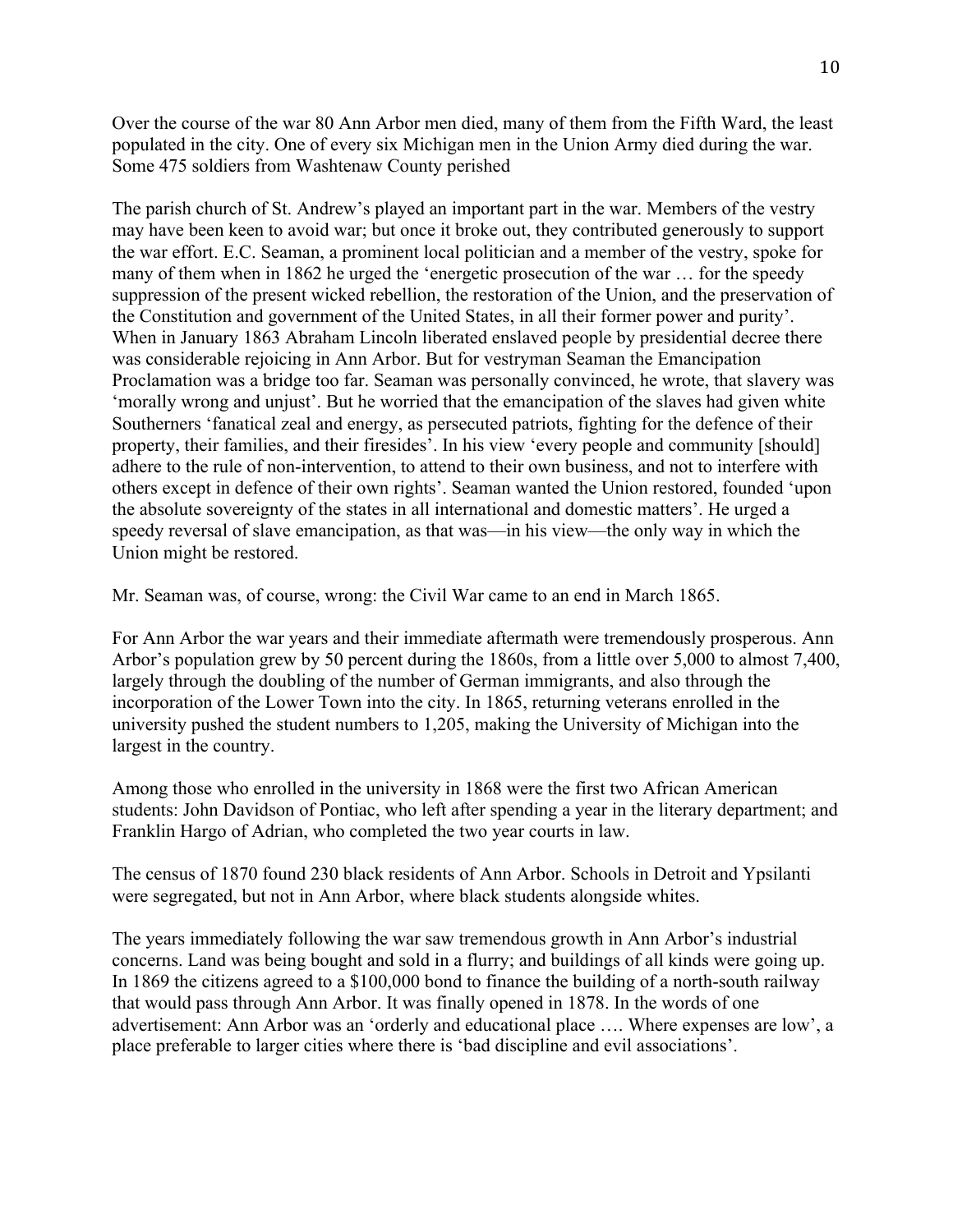Over the course of the war 80 Ann Arbor men died, many of them from the Fifth Ward, the least populated in the city. One of every six Michigan men in the Union Army died during the war. Some 475 soldiers from Washtenaw County perished

The parish church of St. Andrew's played an important part in the war. Members of the vestry may have been keen to avoid war; but once it broke out, they contributed generously to support the war effort. E.C. Seaman, a prominent local politician and a member of the vestry, spoke for many of them when in 1862 he urged the 'energetic prosecution of the war … for the speedy suppression of the present wicked rebellion, the restoration of the Union, and the preservation of the Constitution and government of the United States, in all their former power and purity'. When in January 1863 Abraham Lincoln liberated enslaved people by presidential decree there was considerable rejoicing in Ann Arbor. But for vestryman Seaman the Emancipation Proclamation was a bridge too far. Seaman was personally convinced, he wrote, that slavery was 'morally wrong and unjust'. But he worried that the emancipation of the slaves had given white Southerners 'fanatical zeal and energy, as persecuted patriots, fighting for the defence of their property, their families, and their firesides'. In his view 'every people and community [should] adhere to the rule of non-intervention, to attend to their own business, and not to interfere with others except in defence of their own rights'. Seaman wanted the Union restored, founded 'upon the absolute sovereignty of the states in all international and domestic matters'. He urged a speedy reversal of slave emancipation, as that was—in his view—the only way in which the Union might be restored.

Mr. Seaman was, of course, wrong: the Civil War came to an end in March 1865.

For Ann Arbor the war years and their immediate aftermath were tremendously prosperous. Ann Arbor's population grew by 50 percent during the 1860s, from a little over 5,000 to almost 7,400, largely through the doubling of the number of German immigrants, and also through the incorporation of the Lower Town into the city. In 1865, returning veterans enrolled in the university pushed the student numbers to 1,205, making the University of Michigan into the largest in the country.

Among those who enrolled in the university in 1868 were the first two African American students: John Davidson of Pontiac, who left after spending a year in the literary department; and Franklin Hargo of Adrian, who completed the two year courts in law.

The census of 1870 found 230 black residents of Ann Arbor. Schools in Detroit and Ypsilanti were segregated, but not in Ann Arbor, where black students alongside whites.

The years immediately following the war saw tremendous growth in Ann Arbor's industrial concerns. Land was being bought and sold in a flurry; and buildings of all kinds were going up. In 1869 the citizens agreed to a $100,000 bond to finance the building of a north-south railway that would pass through Ann Arbor. It was finally opened in 1878. In the words of one advertisement: Ann Arbor was an 'orderly and educational place …. Where expenses are low', a place preferable to larger cities where there is 'bad discipline and evil associations'.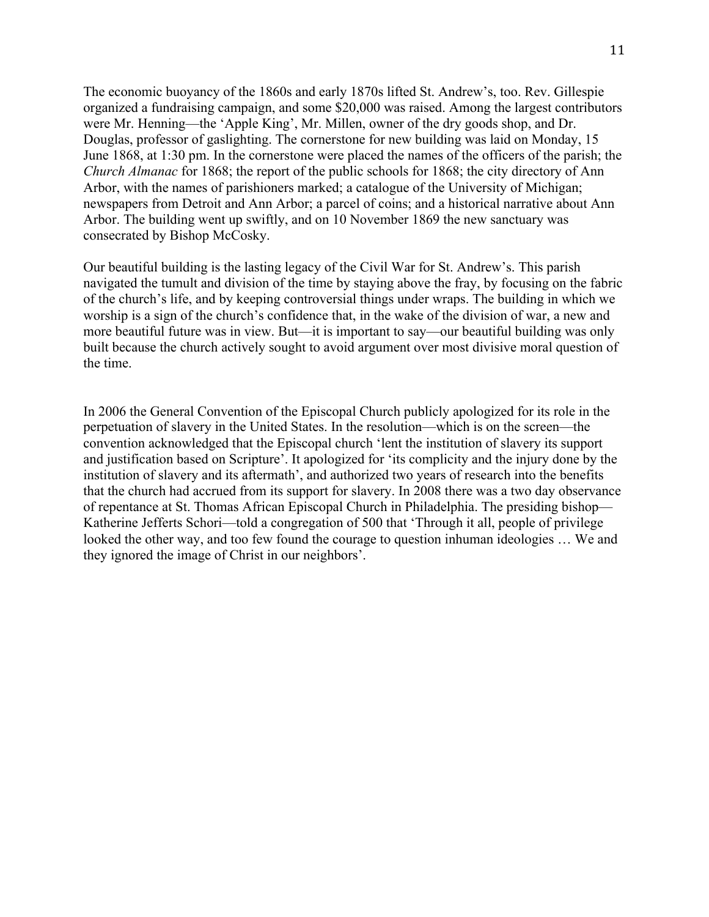The economic buoyancy of the 1860s and early 1870s lifted St. Andrew's, too. Rev. Gillespie organized a fundraising campaign, and some $20,000 was raised. Among the largest contributors were Mr. Henning—the 'Apple King', Mr. Millen, owner of the dry goods shop, and Dr. Douglas, professor of gaslighting. The cornerstone for new building was laid on Monday, 15 June 1868, at 1:30 pm. In the cornerstone were placed the names of the officers of the parish; the *Church Almanac* for 1868; the report of the public schools for 1868; the city directory of Ann Arbor, with the names of parishioners marked; a catalogue of the University of Michigan; newspapers from Detroit and Ann Arbor; a parcel of coins; and a historical narrative about Ann Arbor. The building went up swiftly, and on 10 November 1869 the new sanctuary was consecrated by Bishop McCosky.

Our beautiful building is the lasting legacy of the Civil War for St. Andrew's. This parish navigated the tumult and division of the time by staying above the fray, by focusing on the fabric of the church's life, and by keeping controversial things under wraps. The building in which we worship is a sign of the church's confidence that, in the wake of the division of war, a new and more beautiful future was in view. But—it is important to say—our beautiful building was only built because the church actively sought to avoid argument over most divisive moral question of the time.

In 2006 the General Convention of the Episcopal Church publicly apologized for its role in the perpetuation of slavery in the United States. In the resolution—which is on the screen—the convention acknowledged that the Episcopal church 'lent the institution of slavery its support and justification based on Scripture'. It apologized for 'its complicity and the injury done by the institution of slavery and its aftermath', and authorized two years of research into the benefits that the church had accrued from its support for slavery. In 2008 there was a two day observance of repentance at St. Thomas African Episcopal Church in Philadelphia. The presiding bishop—Katherine Jefferts Schori—told a congregation of 500 that 'Through it all, people of privilege looked the other way, and too few found the courage to question inhuman ideologies … We and they ignored the image of Christ in our neighbors'.